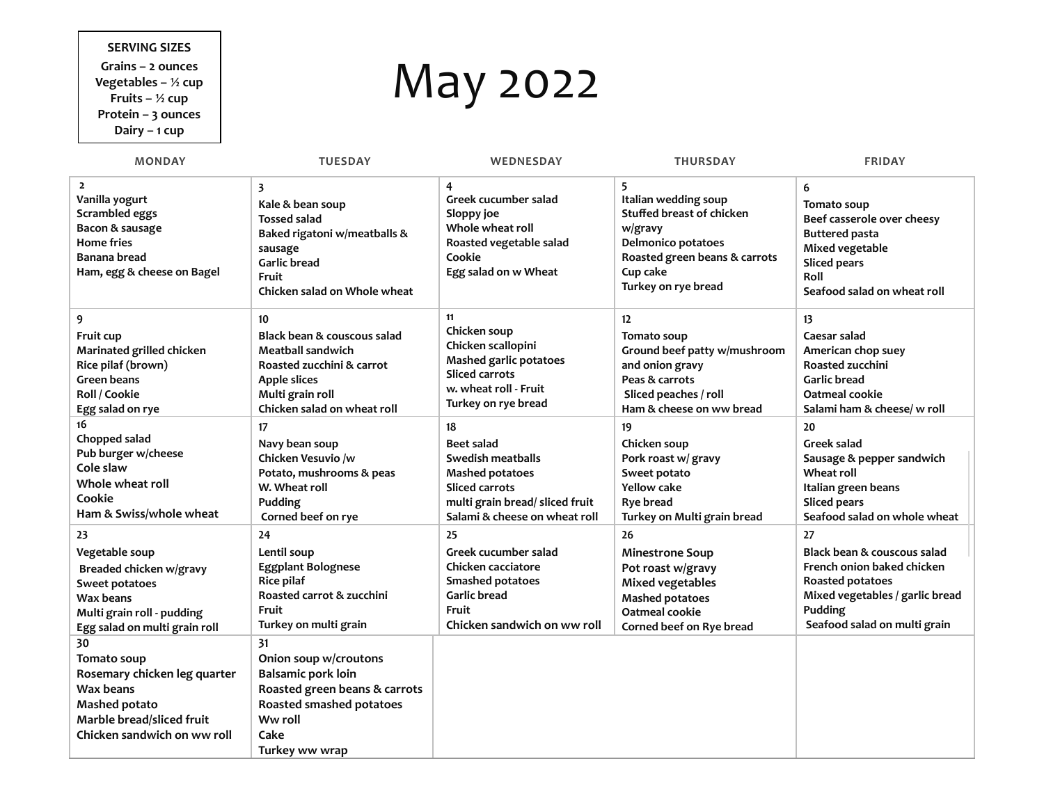| SERVING SIZES |
| --- |
| Grains – 2 ounces |
| Vegetables – ½ cup |
| Fruits – ½ cup |
| Protein – 3 ounces |
| Dairy – 1 cup |

# May 2022

| MONDAY | TUESDAY | WEDNESDAY | THURSDAY | FRIDAY |
| --- | --- | --- | --- | --- |
| **2**<br>Vanilla yogurt<br>Scrambled eggs<br>Bacon & sausage<br>Home fries<br>Banana bread<br>Ham, egg & cheese on Bagel | **3**<br>Kale & bean soup<br>Tossed salad<br>Baked rigatoni w/meatballs & sausage<br>Garlic bread<br>Fruit<br>Chicken salad on Whole wheat | **4**<br>Greek cucumber salad<br>Sloppy joe<br>Whole wheat roll<br>Roasted vegetable salad<br>Cookie<br>Egg salad on w Wheat | **5**<br>Italian wedding soup<br>Stuffed breast of chicken w/gravy<br>Delmonico potatoes<br>Roasted green beans & carrots<br>Cup cake<br>Turkey on rye bread | **6**<br>Tomato soup<br>Beef casserole over cheesy<br>Buttered pasta<br>Mixed vegetable<br>Sliced pears<br>Roll<br>Seafood salad on wheat roll |
| **9**<br>Fruit cup<br>Marinated grilled chicken<br>Rice pilaf (brown)<br>Green beans<br>Roll / Cookie<br>Egg salad on rye | **10**<br>Black bean & couscous salad<br>Meatball sandwich<br>Roasted zucchini & carrot<br>Apple slices<br>Multi grain roll<br>Chicken salad on wheat roll | **11**<br>Chicken soup<br>Chicken scallopini<br>Mashed garlic potatoes<br>Sliced carrots<br>w. wheat roll - Fruit<br>Turkey on rye bread | **12**<br>Tomato soup<br>Ground beef patty w/mushroom and onion gravy<br>Peas & carrots<br>Sliced peaches / roll<br>Ham & cheese on ww bread | **13**<br>Caesar salad<br>American chop suey<br>Roasted zucchini<br>Garlic bread<br>Oatmeal cookie<br>Salami ham & cheese/ w roll |
| **16**<br>Chopped salad<br>Pub burger w/cheese<br>Cole slaw<br>Whole wheat roll<br>Cookie<br>Ham & Swiss/whole wheat | **17**<br>Navy bean soup<br>Chicken Vesuvio /w<br>Potato, mushrooms & peas<br>W. Wheat roll<br>Pudding<br>Corned beef on rye | **18**<br>Beet salad<br>Swedish meatballs<br>Mashed potatoes<br>Sliced carrots<br>multi grain bread/ sliced fruit<br>Salami & cheese on wheat roll | **19**<br>Chicken soup<br>Pork roast w/ gravy<br>Sweet potato<br>Yellow cake<br>Rye bread<br>Turkey on Multi grain bread | **20**<br>Greek salad<br>Sausage & pepper sandwich<br>Wheat roll<br>Italian green beans<br>Sliced pears<br>Seafood salad on whole wheat |
| **23**<br>Vegetable soup<br>Breaded chicken w/gravy<br>Sweet potatoes<br>Wax beans<br>Multi grain roll - pudding<br>Egg salad on multi grain roll | **24**<br>Lentil soup<br>Eggplant Bolognese<br>Rice pilaf<br>Roasted carrot & zucchini<br>Fruit<br>Turkey on multi grain | **25**<br>Greek cucumber salad<br>Chicken cacciatore<br>Smashed potatoes<br>Garlic bread<br>Fruit<br>Chicken sandwich on ww roll | **26**<br>Minestrone Soup<br>Pot roast w/gravy<br>Mixed vegetables<br>Mashed potatoes<br>Oatmeal cookie<br>Corned beef on Rye bread | **27**<br>Black bean & couscous salad<br>French onion baked chicken<br>Roasted potatoes<br>Mixed vegetables / garlic bread<br>Pudding<br>Seafood salad on multi grain |
| **30**<br>Tomato soup<br>Rosemary chicken leg quarter<br>Wax beans<br>Mashed potato<br>Marble bread/sliced fruit<br>Chicken sandwich on ww roll | **31**<br>Onion soup w/croutons<br>Balsamic pork loin<br>Roasted green beans & carrots<br>Roasted smashed potatoes<br>Ww roll<br>Cake<br>Turkey ww wrap | | | |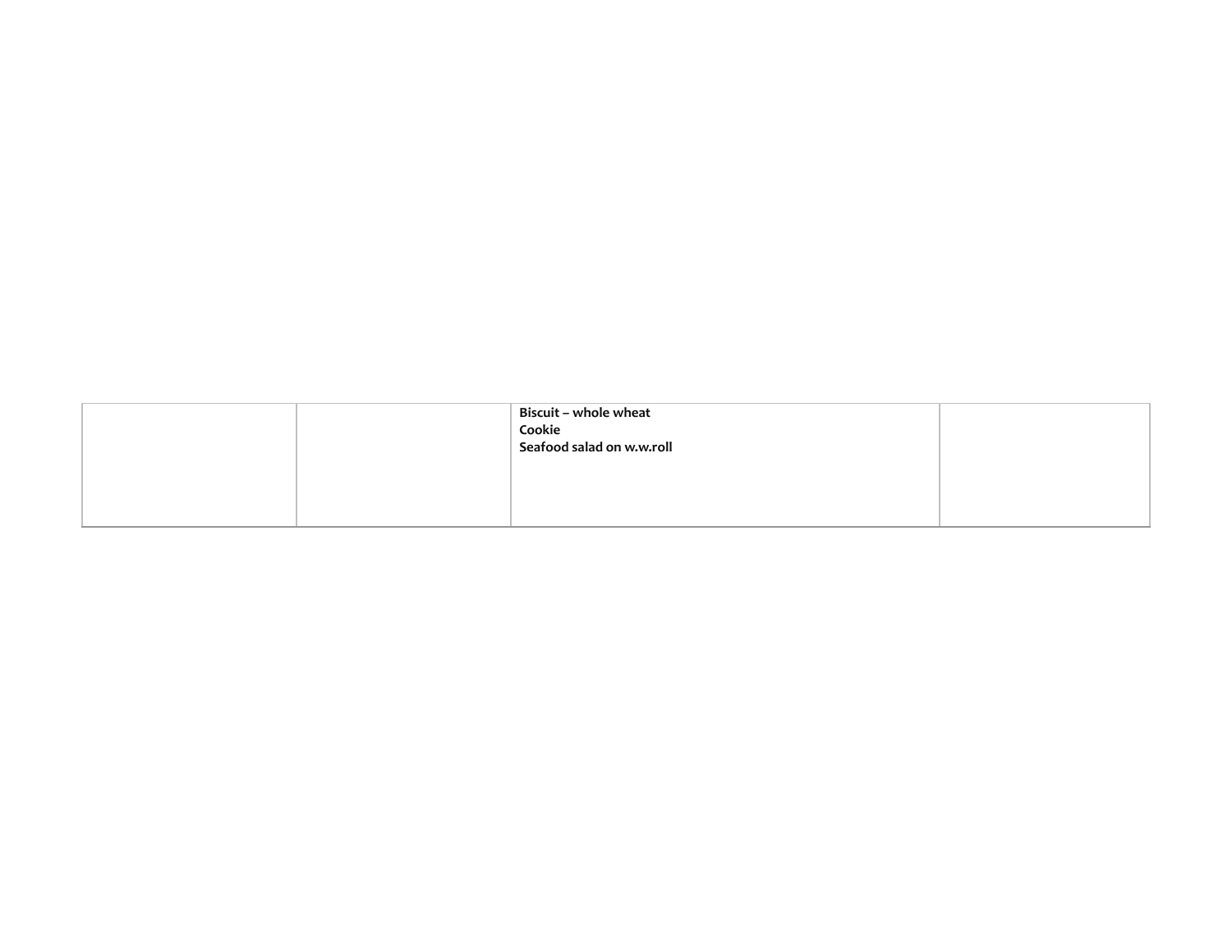| | | | |
|---|---|---|---|
| | | **Biscuit – whole wheat**<br>**Cookie**<br>**Seafood salad on w.w.roll** | |